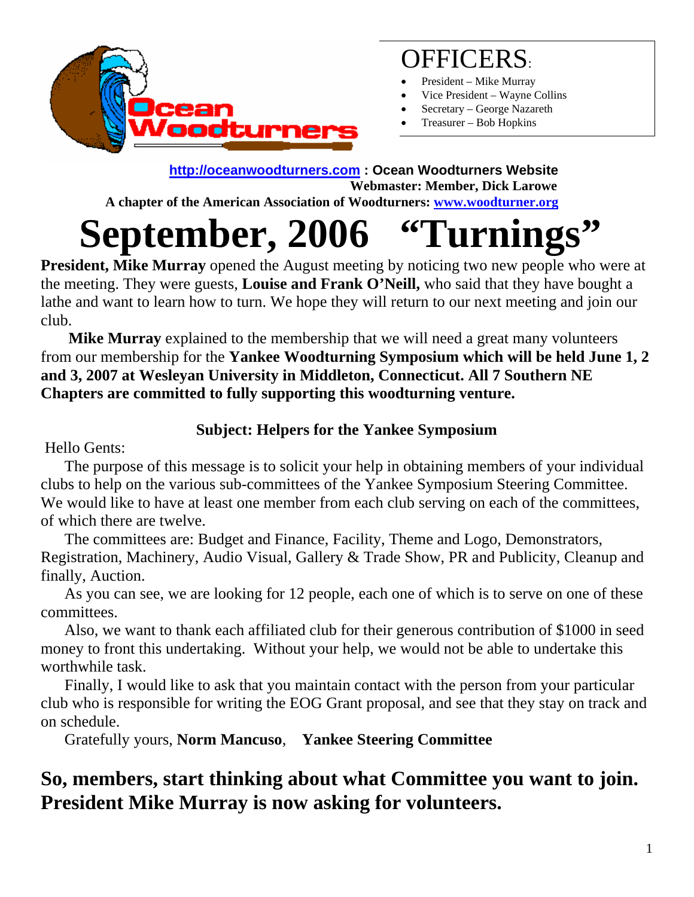Ocean Woodturners

## OFFICERS:

- President – Mike Murray
- Vice President – Wayne Collins
- Secretary – George Nazareth
- Treasurer – Bob Hopkins

**http://oceanwoodturners.com : Ocean Woodturners Website**
**Webmaster: Member, Dick Larowe**
**A chapter of the American Association of Woodturners: www.woodturner.org**

# September, 2006 "Turnings"

**President, Mike Murray** opened the August meeting by noticing two new people who were at the meeting. They were guests, **Louise and Frank O'Neill,** who said that they have bought a lathe and want to learn how to turn. We hope they will return to our next meeting and join our club.

**Mike Murray** explained to the membership that we will need a great many volunteers from our membership for the **Yankee Woodturning Symposium which will be held June 1, 2 and 3, 2007 at Wesleyan University in Middleton, Connecticut. All 7 Southern NE Chapters are committed to fully supporting this woodturning venture.**

**Subject: Helpers for the Yankee Symposium**

Hello Gents:

The purpose of this message is to solicit your help in obtaining members of your individual clubs to help on the various sub-committees of the Yankee Symposium Steering Committee. We would like to have at least one member from each club serving on each of the committees, of which there are twelve.

The committees are: Budget and Finance, Facility, Theme and Logo, Demonstrators, Registration, Machinery, Audio Visual, Gallery & Trade Show, PR and Publicity, Cleanup and finally, Auction.

As you can see, we are looking for 12 people, each one of which is to serve on one of these committees.

Also, we want to thank each affiliated club for their generous contribution of $1000 in seed money to front this undertaking. Without your help, we would not be able to undertake this worthwhile task.

Finally, I would like to ask that you maintain contact with the person from your particular club who is responsible for writing the EOG Grant proposal, and see that they stay on track and on schedule.

Gratefully yours, **Norm Mancuso**, **Yankee Steering Committee**

## So, members, start thinking about what Committee you want to join. President Mike Murray is now asking for volunteers.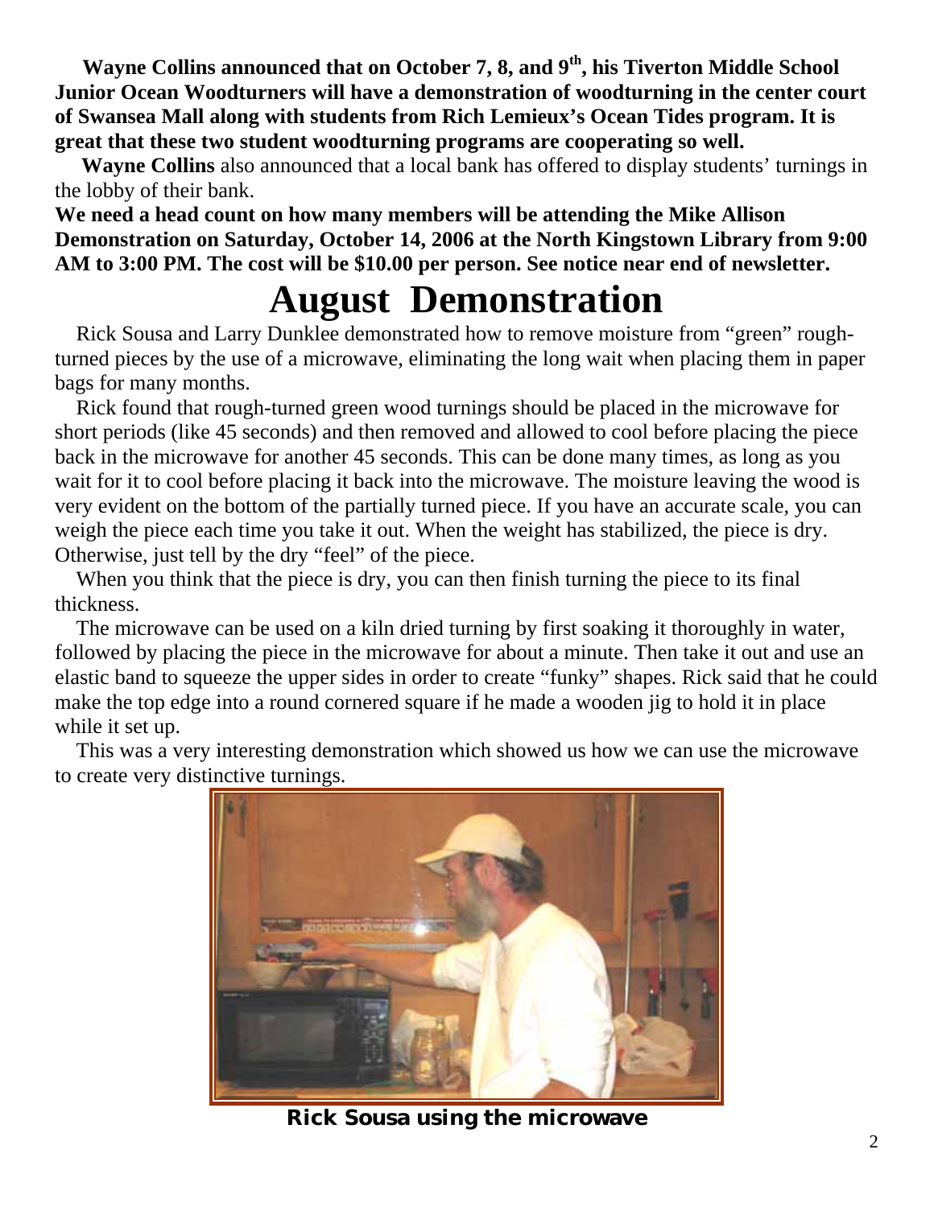**Wayne Collins announced that on October 7, 8, and 9th, his Tiverton Middle School Junior Ocean Woodturners will have a demonstration of woodturning in the center court of Swansea Mall along with students from Rich Lemieux's Ocean Tides program. It is great that these two student woodturning programs are cooperating so well.**

**Wayne Collins** also announced that a local bank has offered to display students' turnings in the lobby of their bank.

**We need a head count on how many members will be attending the Mike Allison Demonstration on Saturday, October 14, 2006 at the North Kingstown Library from 9:00 AM to 3:00 PM. The cost will be $10.00 per person. See notice near end of newsletter.**

# August Demonstration

Rick Sousa and Larry Dunklee demonstrated how to remove moisture from "green" rough-turned pieces by the use of a microwave, eliminating the long wait when placing them in paper bags for many months.

Rick found that rough-turned green wood turnings should be placed in the microwave for short periods (like 45 seconds) and then removed and allowed to cool before placing the piece back in the microwave for another 45 seconds. This can be done many times, as long as you wait for it to cool before placing it back into the microwave. The moisture leaving the wood is very evident on the bottom of the partially turned piece. If you have an accurate scale, you can weigh the piece each time you take it out. When the weight has stabilized, the piece is dry. Otherwise, just tell by the dry "feel" of the piece.

When you think that the piece is dry, you can then finish turning the piece to its final thickness.

The microwave can be used on a kiln dried turning by first soaking it thoroughly in water, followed by placing the piece in the microwave for about a minute. Then take it out and use an elastic band to squeeze the upper sides in order to create "funky" shapes. Rick said that he could make the top edge into a round cornered square if he made a wooden jig to hold it in place while it set up.

This was a very interesting demonstration which showed us how we can use the microwave to create very distinctive turnings.

**Rick Sousa using the microwave**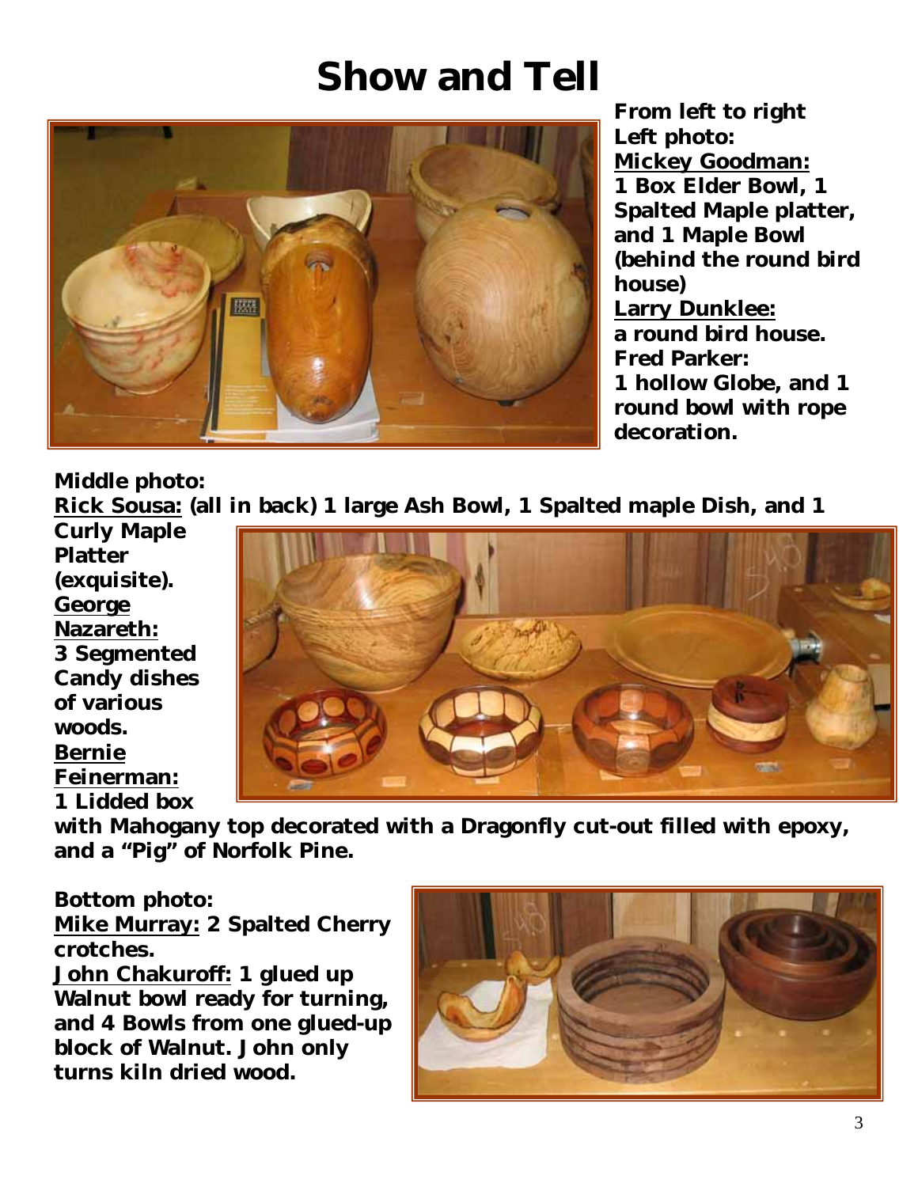# Show and Tell

**From left to right**
**Left photo:**
**Mickey Goodman:**
**1 Box Elder Bowl, 1 Spalted Maple platter, and 1 Maple Bowl (behind the round bird house)**
**Larry Dunklee:**
**a round bird house.**
**Fred Parker:**
**1 hollow Globe, and 1 round bowl with rope decoration.**

**Middle photo:**
**Rick Sousa: (all in back) 1 large Ash Bowl, 1 Spalted maple Dish, and 1 Curly Maple Platter (exquisite).**
**George Nazareth:**
**3 Segmented Candy dishes of various woods.**
**Bernie Feinerman:**
**1 Lidded box with Mahogany top decorated with a Dragonfly cut-out filled with epoxy, and a "Pig" of Norfolk Pine.**

**Bottom photo:**
**Mike Murray: 2 Spalted Cherry crotches.**
**John Chakuroff: 1 glued up Walnut bowl ready for turning, and 4 Bowls from one glued-up block of Walnut. John only turns kiln dried wood.**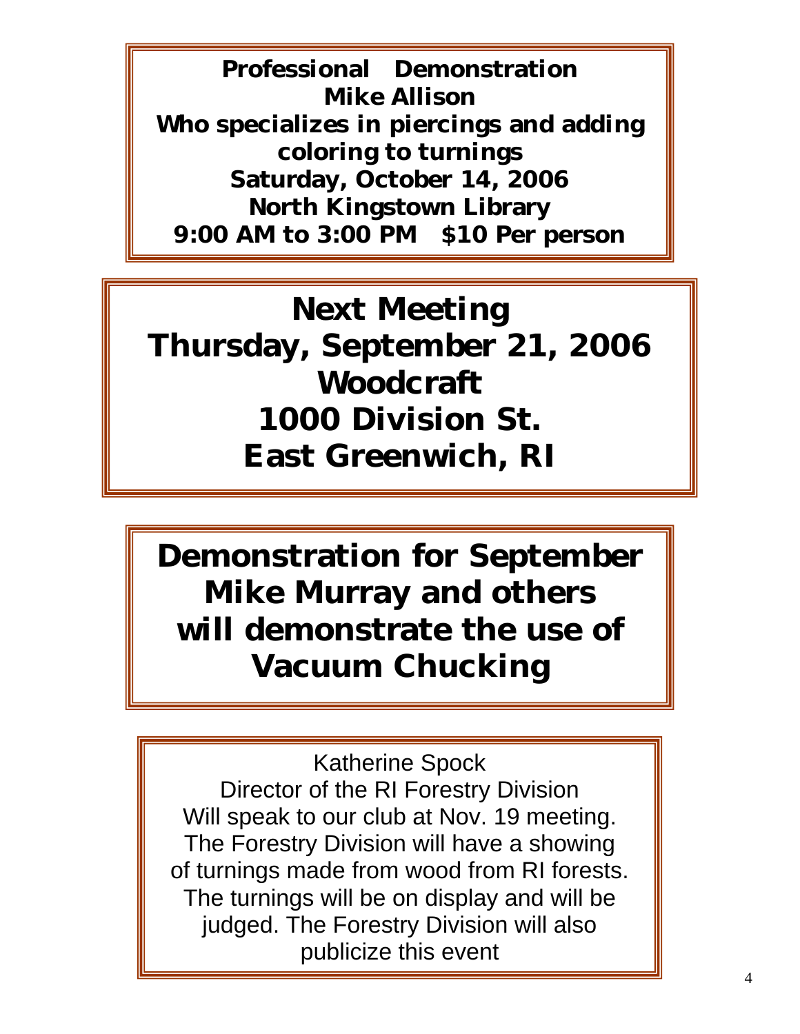**Professional Demonstration**
**Mike Allison**
**Who specializes in piercings and adding coloring to turnings**
**Saturday, October 14, 2006**
**North Kingstown Library**
**9:00 AM to 3:00 PM $10 Per person**

## Next Meeting
## Thursday, September 21, 2006
## Woodcraft
## 1000 Division St.
## East Greenwich, RI

## Demonstration for September
## Mike Murray and others will demonstrate the use of Vacuum Chucking

Katherine Spock
Director of the RI Forestry Division
Will speak to our club at Nov. 19 meeting.
The Forestry Division will have a showing of turnings made from wood from RI forests. The turnings will be on display and will be judged. The Forestry Division will also publicize this event